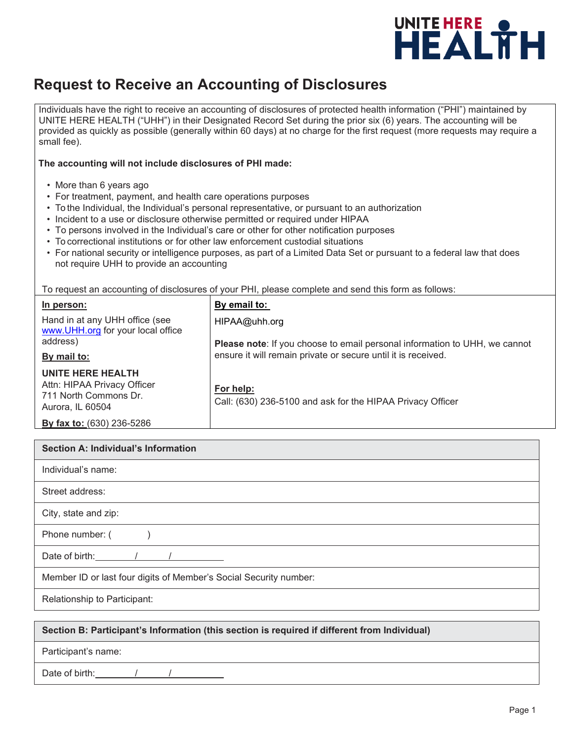# Request to Receive an Accounting of Disclosures

Individuals have the right to receive an accounting of disclosures of protected health information ("PHI") maintained by UNITE HERE HEALTH ("UHH") in their Designated Record Set during the prior six (6) years. The accounting will be provided as quickly as possible (generally within 60 days) at no charge for the first request (more requests may require a small fee).

**The accounting will not include disclosures of PHI made:**

- More than 6 years ago
- For treatment, payment, and health care operations purposes
- To the Individual, the Individual's personal representative, or pursuant to an authorization
- Incident to a use or disclosure otherwise permitted or required under HIPAA
- To persons involved in the Individual's care or other for other notification purposes
- To correctional institutions or for other law enforcement custodial situations
- For national security or intelligence purposes, as part of a Limited Data Set or pursuant to a federal law that does not require UHH to provide an accounting

To request an accounting of disclosures of your PHI, please complete and send this form as follows:

| **In person:** | **By email to:** |
|---|---|
| Hand in at any UHH office (see www.UHH.org for your local office address) | HIPAA@uhh.org<br><br>**Please note**: If you choose to email personal information to UHH, we cannot ensure it will remain private or secure until it is received. |
| **By mail to:**<br><br>**UNITE HERE HEALTH**<br>Attn: HIPAA Privacy Officer<br>711 North Commons Dr.<br>Aurora, IL 60504 | **For help:**<br>Call: (630) 236-5100 and ask for the HIPAA Privacy Officer |
| **By fax to:** (630) 236-5286 | |

| **Section A: Individual's Information** |
|---|
| Individual's name: |
| Street address: |
| City, state and zip: |
| Phone number: ( ) |
| Date of birth: ____/____/________ |
| Member ID or last four digits of Member's Social Security number: |
| Relationship to Participant: |

| **Section B: Participant's Information (this section is required if different from Individual)** |
|---|
| Participant's name: |
| Date of birth: ____/____/________ |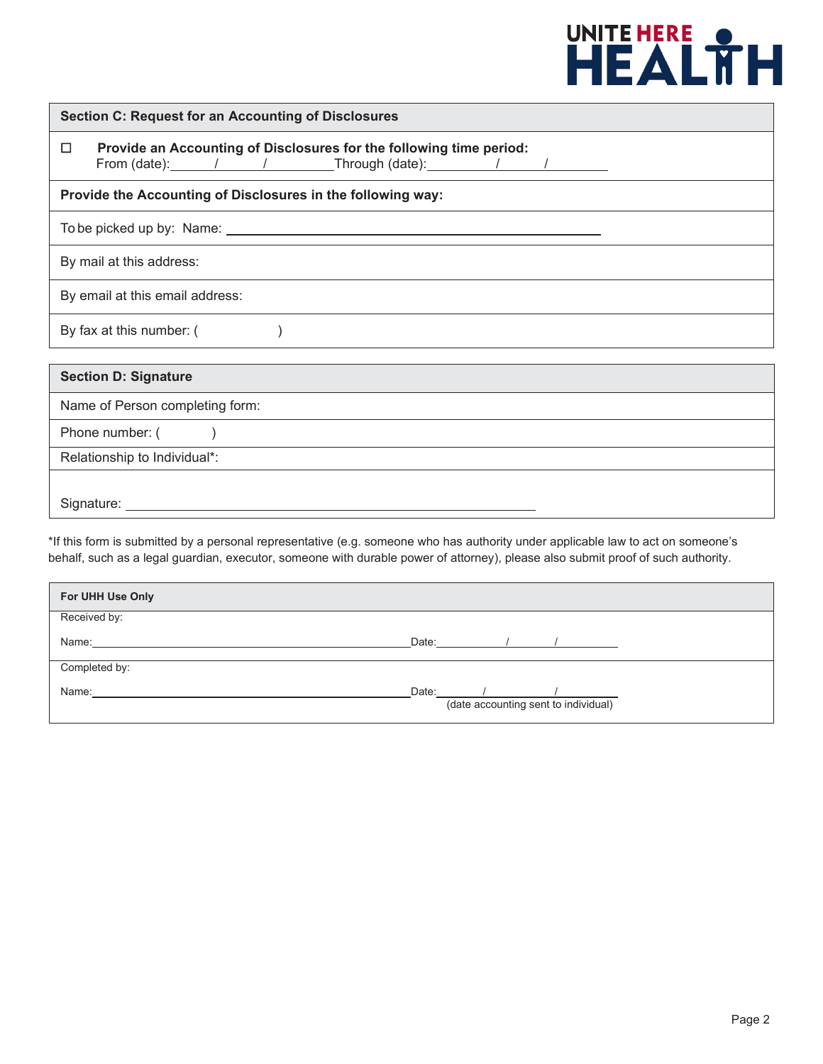## Section C: Request for an Accounting of Disclosures

☐ **Provide an Accounting of Disclosures for the following time period:**
From (date):\_\_\_\_\_\_/\_\_\_\_\_\_/\_\_\_\_\_\_\_\_\_Through (date):\_\_\_\_\_\_\_\_\_/\_\_\_\_\_\_/\_\_\_\_\_\_\_\_

**Provide the Accounting of Disclosures in the following way:**

To be picked up by: Name: \_\_\_\_\_\_\_\_\_\_\_\_\_\_\_\_\_\_\_\_\_\_\_\_\_\_\_\_\_\_\_\_\_\_\_\_\_\_\_\_\_\_\_\_

By mail at this address:

By email at this email address:

By fax at this number: (            )

## Section D: Signature

Name of Person completing form:

Phone number: (          )

Relationship to Individual*:

Signature: \_\_\_\_\_\_\_\_\_\_\_\_\_\_\_\_\_\_\_\_\_\_\_\_\_\_\_\_\_\_\_\_\_\_\_\_\_\_\_\_\_\_\_\_\_\_\_\_

*If this form is submitted by a personal representative (e.g. someone who has authority under applicable law to act on someone's behalf, such as a legal guardian, executor, someone with durable power of attorney), please also submit proof of such authority.

### For UHH Use Only

Received by:

Name:\_\_\_\_\_\_\_\_\_\_\_\_\_\_\_\_\_\_\_\_\_\_\_\_\_\_\_\_\_\_\_\_\_\_\_\_\_\_\_\_ Date:\_\_\_\_\_\_\_\_/\_\_\_\_\_\_/\_\_\_\_\_\_\_\_

Completed by:

Name:\_\_\_\_\_\_\_\_\_\_\_\_\_\_\_\_\_\_\_\_\_\_\_\_\_\_\_\_\_\_\_\_\_\_\_\_\_\_\_\_ Date:\_\_\_\_\_\_/\_\_\_\_\_\_\_\_\_/\_\_\_\_\_\_\_\_
(date accounting sent to individual)